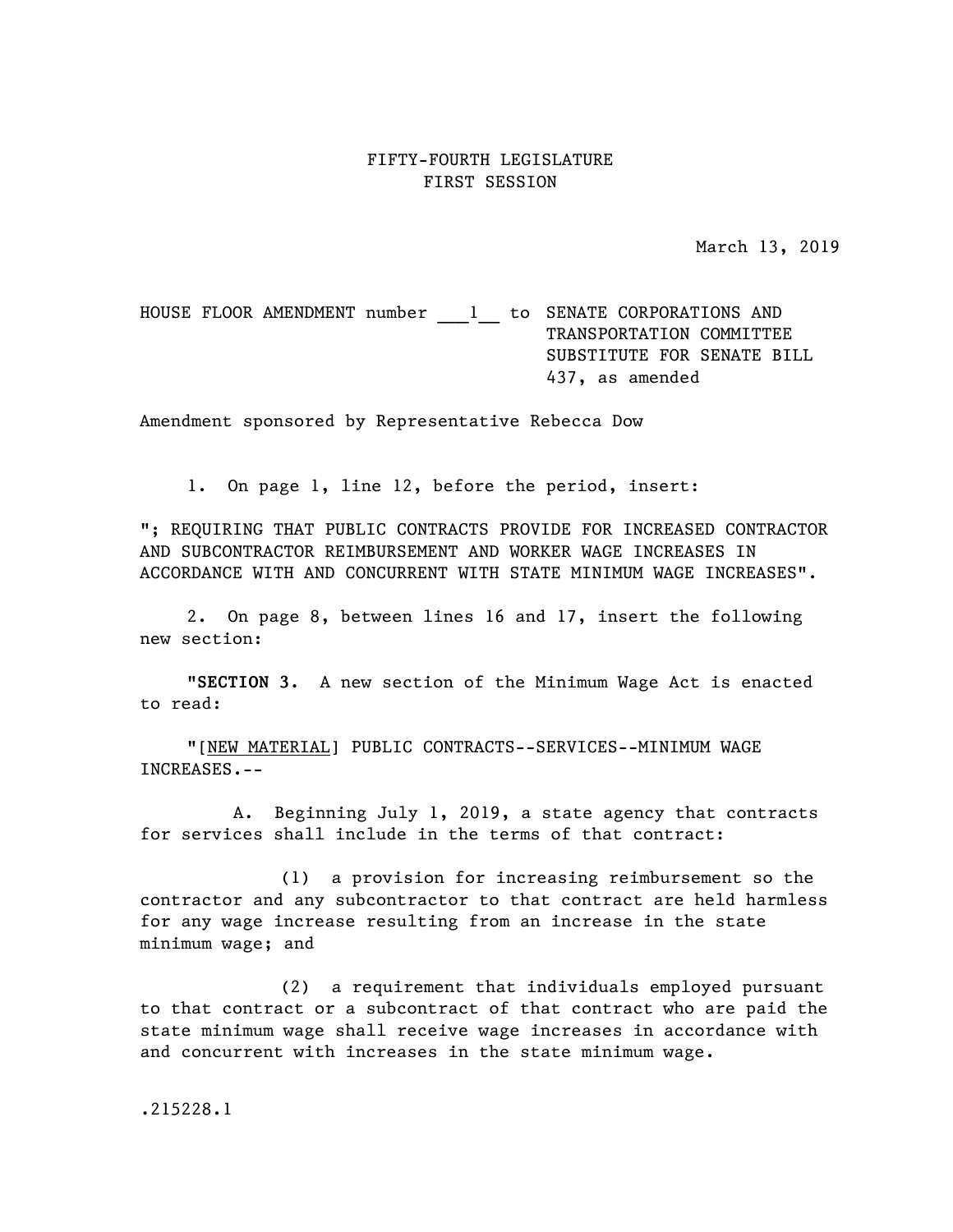FIFTY-FOURTH LEGISLATURE
FIRST SESSION

March 13, 2019

HOUSE FLOOR AMENDMENT number ___1__ to SENATE CORPORATIONS AND TRANSPORTATION COMMITTEE SUBSTITUTE FOR SENATE BILL 437, as amended

Amendment sponsored by Representative Rebecca Dow

1. On page 1, line 12, before the period, insert:

"; REQUIRING THAT PUBLIC CONTRACTS PROVIDE FOR INCREASED CONTRACTOR AND SUBCONTRACTOR REIMBURSEMENT AND WORKER WAGE INCREASES IN ACCORDANCE WITH AND CONCURRENT WITH STATE MINIMUM WAGE INCREASES".

2. On page 8, between lines 16 and 17, insert the following new section:

"**SECTION 3.** A new section of the Minimum Wage Act is enacted to read:

"[NEW MATERIAL] PUBLIC CONTRACTS--SERVICES--MINIMUM WAGE INCREASES.--

A. Beginning July 1, 2019, a state agency that contracts for services shall include in the terms of that contract:

(1) a provision for increasing reimbursement so the contractor and any subcontractor to that contract are held harmless for any wage increase resulting from an increase in the state minimum wage; and

(2) a requirement that individuals employed pursuant to that contract or a subcontract of that contract who are paid the state minimum wage shall receive wage increases in accordance with and concurrent with increases in the state minimum wage.

.215228.1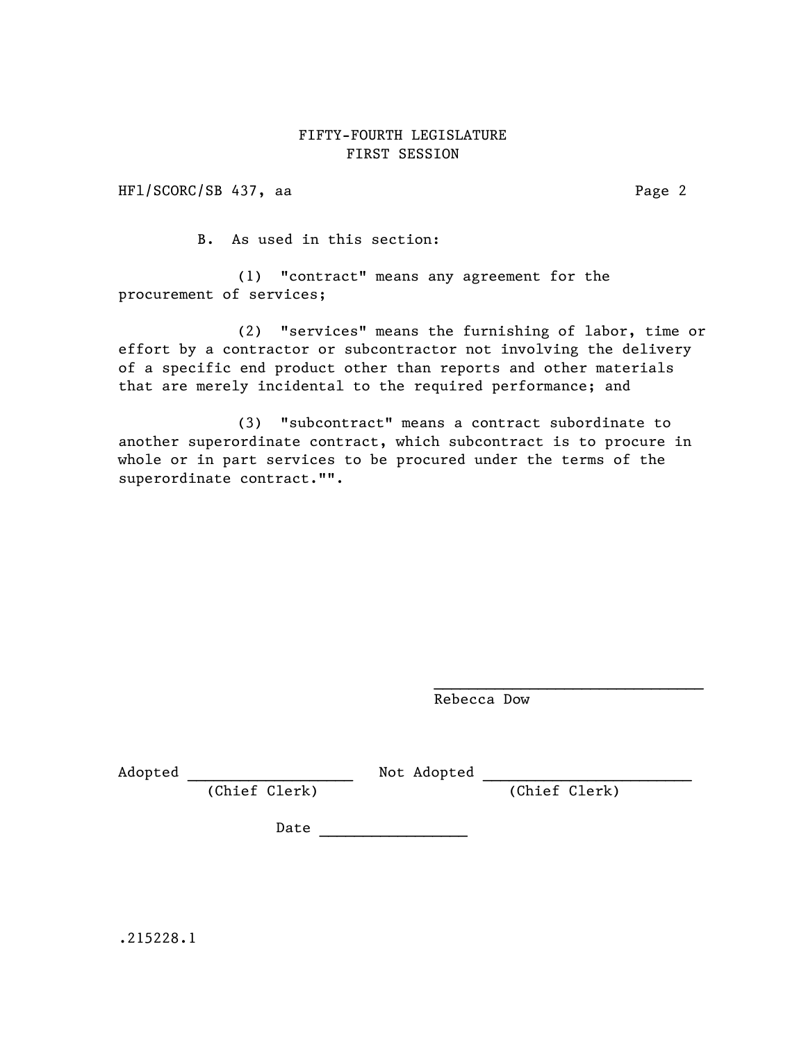B. As used in this section:

(1) "contract" means any agreement for the procurement of services;

(2) "services" means the furnishing of labor, time or effort by a contractor or subcontractor not involving the delivery of a specific end product other than reports and other materials that are merely incidental to the required performance; and

(3) "subcontract" means a contract subordinate to another superordinate contract, which subcontract is to procure in whole or in part services to be procured under the terms of the superordinate contract."".

\_\_\_\_\_\_\_\_\_\_\_\_\_\_\_\_\_\_\_\_\_\_\_\_\_\_\_\_\_\_
Rebecca Dow

Adopted \_\_\_\_\_\_\_\_\_\_\_\_\_\_\_\_\_\_ (Chief Clerk)    Not Adopted \_\_\_\_\_\_\_\_\_\_\_\_\_\_\_\_\_\_\_\_\_\_ (Chief Clerk)

Date \_\_\_\_\_\_\_\_\_\_\_\_\_\_\_\_

.215228.1